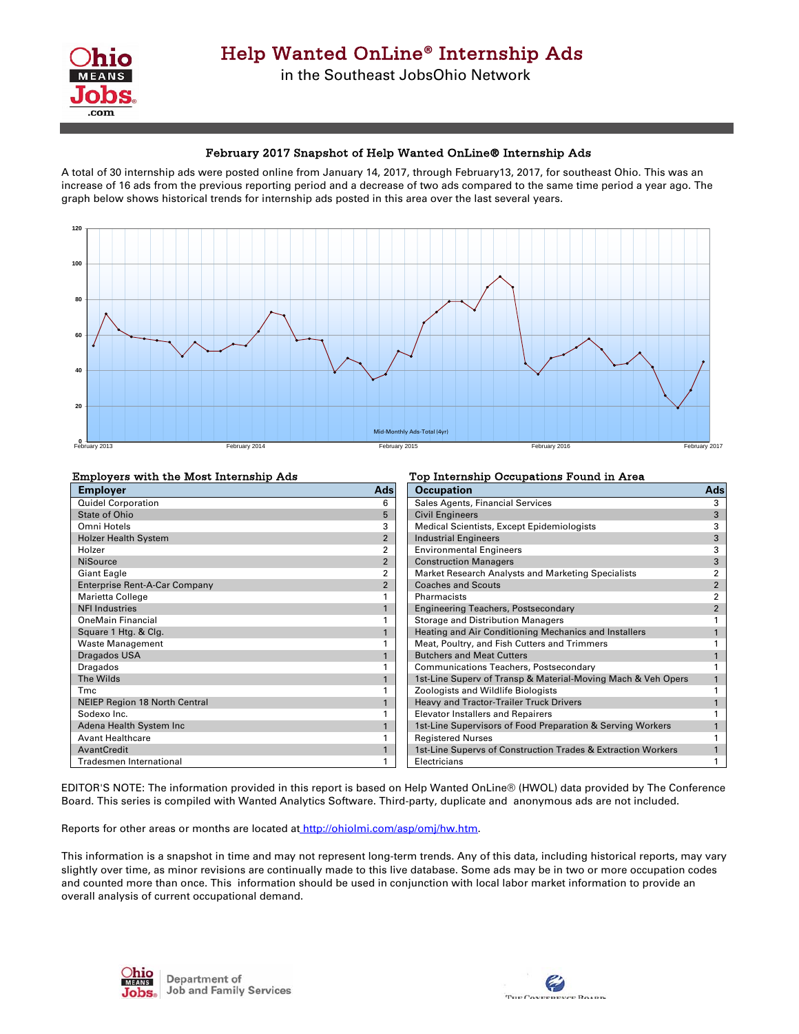# Help Wanted OnLine® Internship Ads

in the Southeast JobsOhio Network

## February 2017 Snapshot of Help Wanted OnLine® Internship Ads

A total of 30 internship ads were posted online from January 14, 2017, through February13, 2017, for southeast Ohio. This was an increase of 16 ads from the previous reporting period and a decrease of two ads compared to the same time period a year ago. The graph below shows historical trends for internship ads posted in this area over the last several years.

### Employers with the Most Internship Ads

| Employer | Ads |
| --- | --- |
| Quidel Corporation | 6 |
| State of Ohio | 5 |
| Omni Hotels | 3 |
| Holzer Health System | 2 |
| Holzer | 2 |
| NiSource | 2 |
| Giant Eagle | 2 |
| Enterprise Rent-A-Car Company | 2 |
| Marietta College | 1 |
| NFI Industries | 1 |
| OneMain Financial | 1 |
| Square 1 Htg. & Clg. | 1 |
| Waste Management | 1 |
| Dragados USA | 1 |
| Dragados | 1 |
| The Wilds | 1 |
| Tmc | 1 |
| NEIEP Region 18 North Central | 1 |
| Sodexo Inc. | 1 |
| Adena Health System Inc | 1 |
| Avant Healthcare | 1 |
| AvantCredit | 1 |
| Tradesmen International | 1 |

### Top Internship Occupations Found in Area

| Occupation | Ads |
| --- | --- |
| Sales Agents, Financial Services | 3 |
| Civil Engineers | 3 |
| Medical Scientists, Except Epidemiologists | 3 |
| Industrial Engineers | 3 |
| Environmental Engineers | 3 |
| Construction Managers | 3 |
| Market Research Analysts and Marketing Specialists | 2 |
| Coaches and Scouts | 2 |
| Pharmacists | 2 |
| Engineering Teachers, Postsecondary | 2 |
| Storage and Distribution Managers | 1 |
| Heating and Air Conditioning Mechanics and Installers | 1 |
| Meat, Poultry, and Fish Cutters and Trimmers | 1 |
| Butchers and Meat Cutters | 1 |
| Communications Teachers, Postsecondary | 1 |
| 1st-Line Superv of Transp & Material-Moving Mach & Veh Opers | 1 |
| Zoologists and Wildlife Biologists | 1 |
| Heavy and Tractor-Trailer Truck Drivers | 1 |
| Elevator Installers and Repairers | 1 |
| 1st-Line Supervisors of Food Preparation & Serving Workers | 1 |
| Registered Nurses | 1 |
| 1st-Line Supervs of Construction Trades & Extraction Workers | 1 |
| Electricians | 1 |

EDITOR'S NOTE: The information provided in this report is based on Help Wanted OnLine® (HWOL) data provided by The Conference Board. This series is compiled with Wanted Analytics Software. Third-party, duplicate and anonymous ads are not included.

Reports for other areas or months are located at http://ohiolmi.com/asp/omj/hw.htm.

This information is a snapshot in time and may not represent long-term trends. Any of this data, including historical reports, may vary slightly over time, as minor revisions are continually made to this live database. Some ads may be in two or more occupation codes and counted more than once. This information should be used in conjunction with local labor market information to provide an overall analysis of current occupational demand.

Ohio Means Jobs | Department of Job and Family Services

The Conference Board